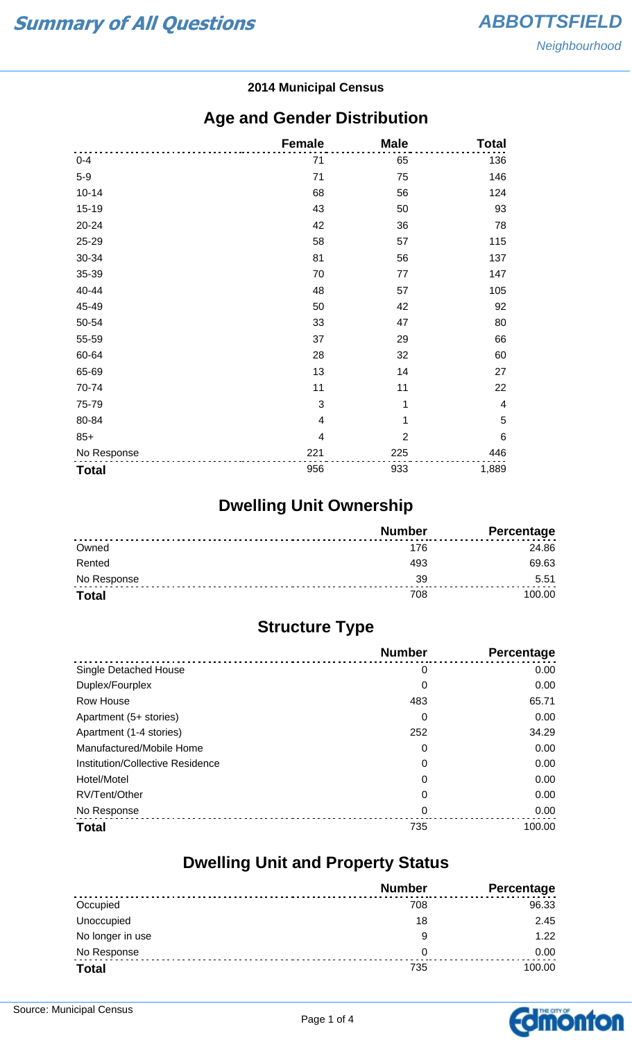# Summary of All Questions

## ABBOTTSFIELD

*Neighbourhood*

**2014 Municipal Census**

## Age and Gender Distribution

| | Female | Male | Total |
|---|---|---|---|
| 0-4 | 71 | 65 | 136 |
| 5-9 | 71 | 75 | 146 |
| 10-14 | 68 | 56 | 124 |
| 15-19 | 43 | 50 | 93 |
| 20-24 | 42 | 36 | 78 |
| 25-29 | 58 | 57 | 115 |
| 30-34 | 81 | 56 | 137 |
| 35-39 | 70 | 77 | 147 |
| 40-44 | 48 | 57 | 105 |
| 45-49 | 50 | 42 | 92 |
| 50-54 | 33 | 47 | 80 |
| 55-59 | 37 | 29 | 66 |
| 60-64 | 28 | 32 | 60 |
| 65-69 | 13 | 14 | 27 |
| 70-74 | 11 | 11 | 22 |
| 75-79 | 3 | 1 | 4 |
| 80-84 | 4 | 1 | 5 |
| 85+ | 4 | 2 | 6 |
| No Response | 221 | 225 | 446 |
| **Total** | 956 | 933 | 1,889 |

## Dwelling Unit Ownership

| | Number | Percentage |
|---|---|---|
| Owned | 176 | 24.86 |
| Rented | 493 | 69.63 |
| No Response | 39 | 5.51 |
| **Total** | 708 | 100.00 |

## Structure Type

| | Number | Percentage |
|---|---|---|
| Single Detached House | 0 | 0.00 |
| Duplex/Fourplex | 0 | 0.00 |
| Row House | 483 | 65.71 |
| Apartment (5+ stories) | 0 | 0.00 |
| Apartment (1-4 stories) | 252 | 34.29 |
| Manufactured/Mobile Home | 0 | 0.00 |
| Institution/Collective Residence | 0 | 0.00 |
| Hotel/Motel | 0 | 0.00 |
| RV/Tent/Other | 0 | 0.00 |
| No Response | 0 | 0.00 |
| **Total** | 735 | 100.00 |

## Dwelling Unit and Property Status

| | Number | Percentage |
|---|---|---|
| Occupied | 708 | 96.33 |
| Unoccupied | 18 | 2.45 |
| No longer in use | 9 | 1.22 |
| No Response | 0 | 0.00 |
| **Total** | 735 | 100.00 |

Source: Municipal Census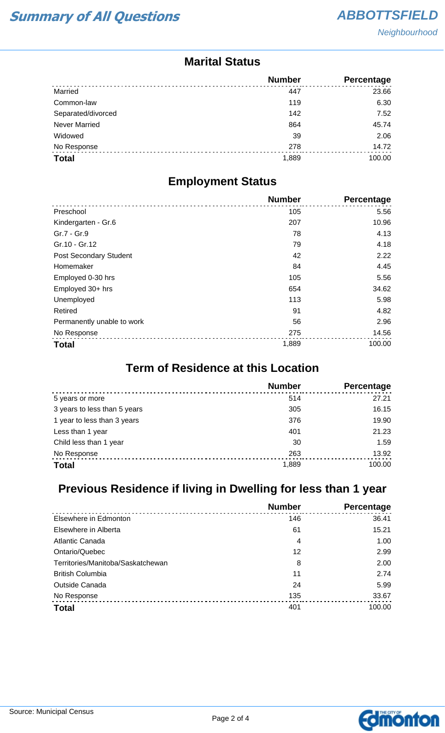## Marital Status

| | Number | Percentage |
|---|---|---|
| Married | 447 | 23.66 |
| Common-law | 119 | 6.30 |
| Separated/divorced | 142 | 7.52 |
| Never Married | 864 | 45.74 |
| Widowed | 39 | 2.06 |
| No Response | 278 | 14.72 |
| **Total** | 1,889 | 100.00 |

## Employment Status

| | Number | Percentage |
|---|---|---|
| Preschool | 105 | 5.56 |
| Kindergarten - Gr.6 | 207 | 10.96 |
| Gr.7 - Gr.9 | 78 | 4.13 |
| Gr.10 - Gr.12 | 79 | 4.18 |
| Post Secondary Student | 42 | 2.22 |
| Homemaker | 84 | 4.45 |
| Employed 0-30 hrs | 105 | 5.56 |
| Employed 30+ hrs | 654 | 34.62 |
| Unemployed | 113 | 5.98 |
| Retired | 91 | 4.82 |
| Permanently unable to work | 56 | 2.96 |
| No Response | 275 | 14.56 |
| **Total** | 1,889 | 100.00 |

## Term of Residence at this Location

| | Number | Percentage |
|---|---|---|
| 5 years or more | 514 | 27.21 |
| 3 years to less than 5 years | 305 | 16.15 |
| 1 year to less than 3 years | 376 | 19.90 |
| Less than 1 year | 401 | 21.23 |
| Child less than 1 year | 30 | 1.59 |
| No Response | 263 | 13.92 |
| **Total** | 1,889 | 100.00 |

## Previous Residence if living in Dwelling for less than 1 year

| | Number | Percentage |
|---|---|---|
| Elsewhere in Edmonton | 146 | 36.41 |
| Elsewhere in Alberta | 61 | 15.21 |
| Atlantic Canada | 4 | 1.00 |
| Ontario/Quebec | 12 | 2.99 |
| Territories/Manitoba/Saskatchewan | 8 | 2.00 |
| British Columbia | 11 | 2.74 |
| Outside Canada | 24 | 5.99 |
| No Response | 135 | 33.67 |
| **Total** | 401 | 100.00 |

Source: Municipal Census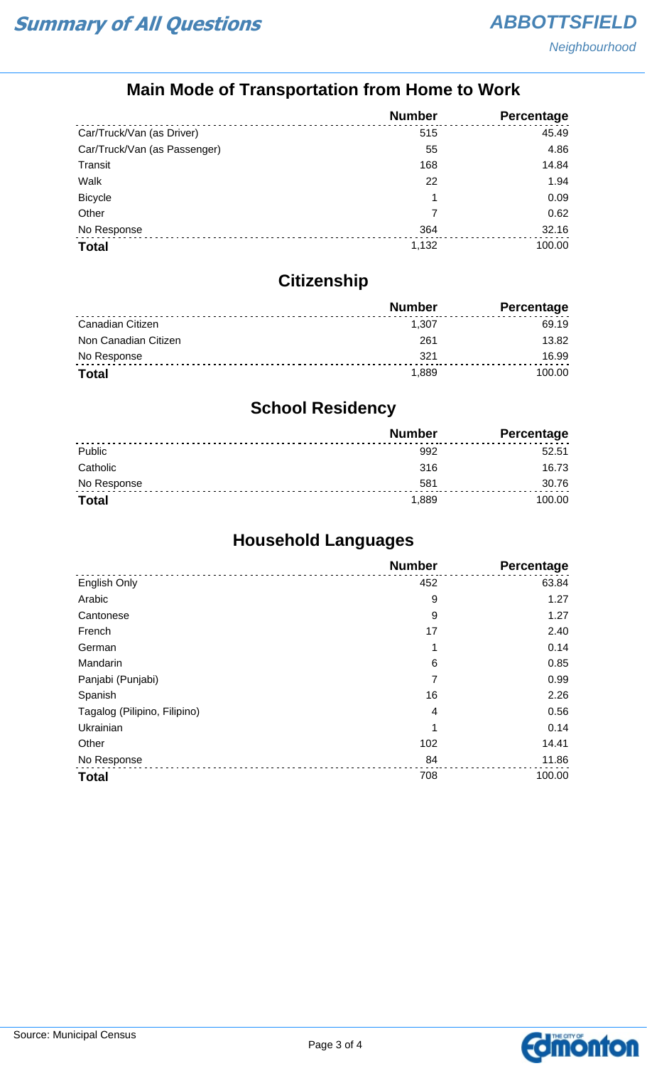## Main Mode of Transportation from Home to Work

| | Number | Percentage |
|---|---|---|
| Car/Truck/Van (as Driver) | 515 | 45.49 |
| Car/Truck/Van (as Passenger) | 55 | 4.86 |
| Transit | 168 | 14.84 |
| Walk | 22 | 1.94 |
| Bicycle | 1 | 0.09 |
| Other | 7 | 0.62 |
| No Response | 364 | 32.16 |
| **Total** | 1,132 | 100.00 |

## Citizenship

| | Number | Percentage |
|---|---|---|
| Canadian Citizen | 1,307 | 69.19 |
| Non Canadian Citizen | 261 | 13.82 |
| No Response | 321 | 16.99 |
| **Total** | 1,889 | 100.00 |

## School Residency

| | Number | Percentage |
|---|---|---|
| Public | 992 | 52.51 |
| Catholic | 316 | 16.73 |
| No Response | 581 | 30.76 |
| **Total** | 1,889 | 100.00 |

## Household Languages

| | Number | Percentage |
|---|---|---|
| English Only | 452 | 63.84 |
| Arabic | 9 | 1.27 |
| Cantonese | 9 | 1.27 |
| French | 17 | 2.40 |
| German | 1 | 0.14 |
| Mandarin | 6 | 0.85 |
| Panjabi (Punjabi) | 7 | 0.99 |
| Spanish | 16 | 2.26 |
| Tagalog (Pilipino, Filipino) | 4 | 0.56 |
| Ukrainian | 1 | 0.14 |
| Other | 102 | 14.41 |
| No Response | 84 | 11.86 |
| **Total** | 708 | 100.00 |

Source: Municipal Census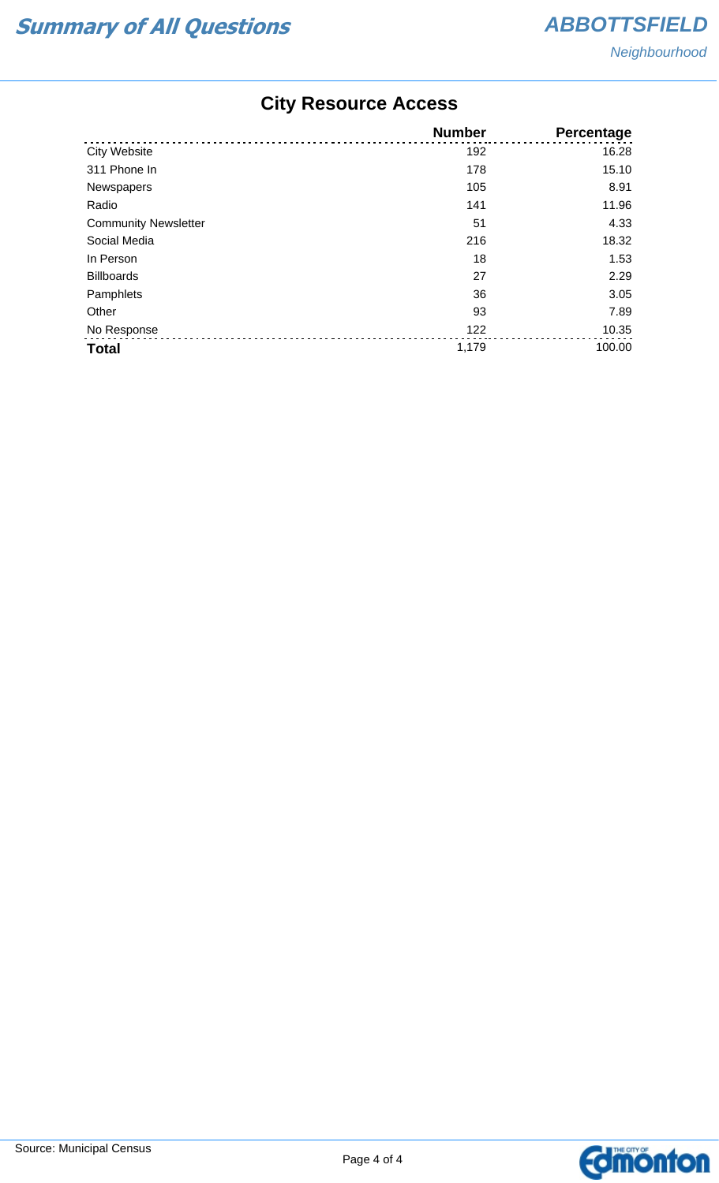## City Resource Access

| | Number | Percentage |
|---|---|---|
| City Website | 192 | 16.28 |
| 311 Phone In | 178 | 15.10 |
| Newspapers | 105 | 8.91 |
| Radio | 141 | 11.96 |
| Community Newsletter | 51 | 4.33 |
| Social Media | 216 | 18.32 |
| In Person | 18 | 1.53 |
| Billboards | 27 | 2.29 |
| Pamphlets | 36 | 3.05 |
| Other | 93 | 7.89 |
| No Response | 122 | 10.35 |
| **Total** | 1,179 | 100.00 |

Source: Municipal Census